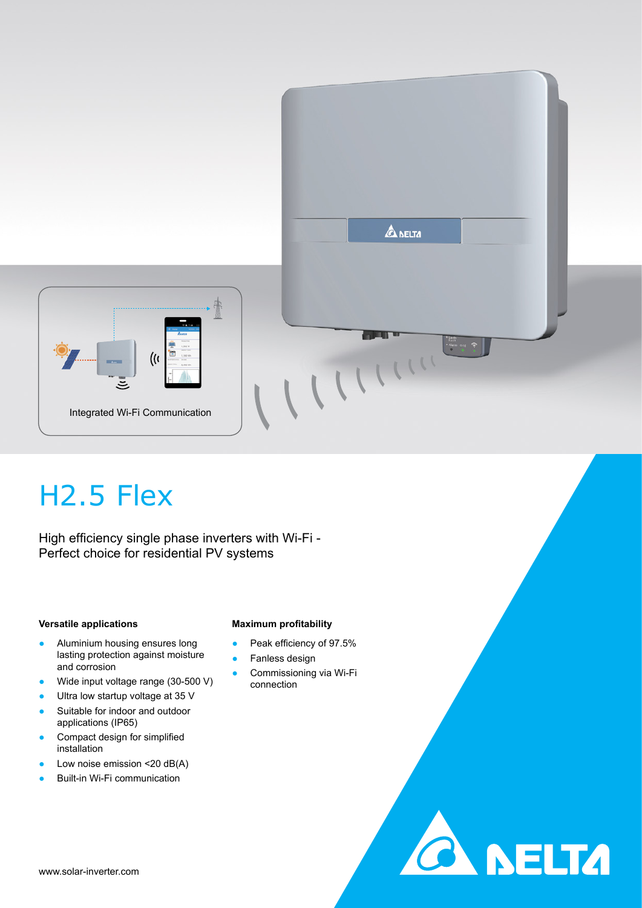Integrated Wi-Fi Communication

# H2.5 Flex

High efficiency single phase inverters with Wi-Fi -
Perfect choice for residential PV systems

### Versatile applications

- Aluminium housing ensures long lasting protection against moisture and corrosion
- Wide input voltage range (30-500 V)
- Ultra low startup voltage at 35 V
- Suitable for indoor and outdoor applications (IP65)
- Compact design for simplified installation
- Low noise emission <20 dB(A)
- Built-in Wi-Fi communication

### Maximum profitability

- Peak efficiency of 97.5%
- Fanless design
- Commissioning via Wi-Fi connection

www.solar-inverter.com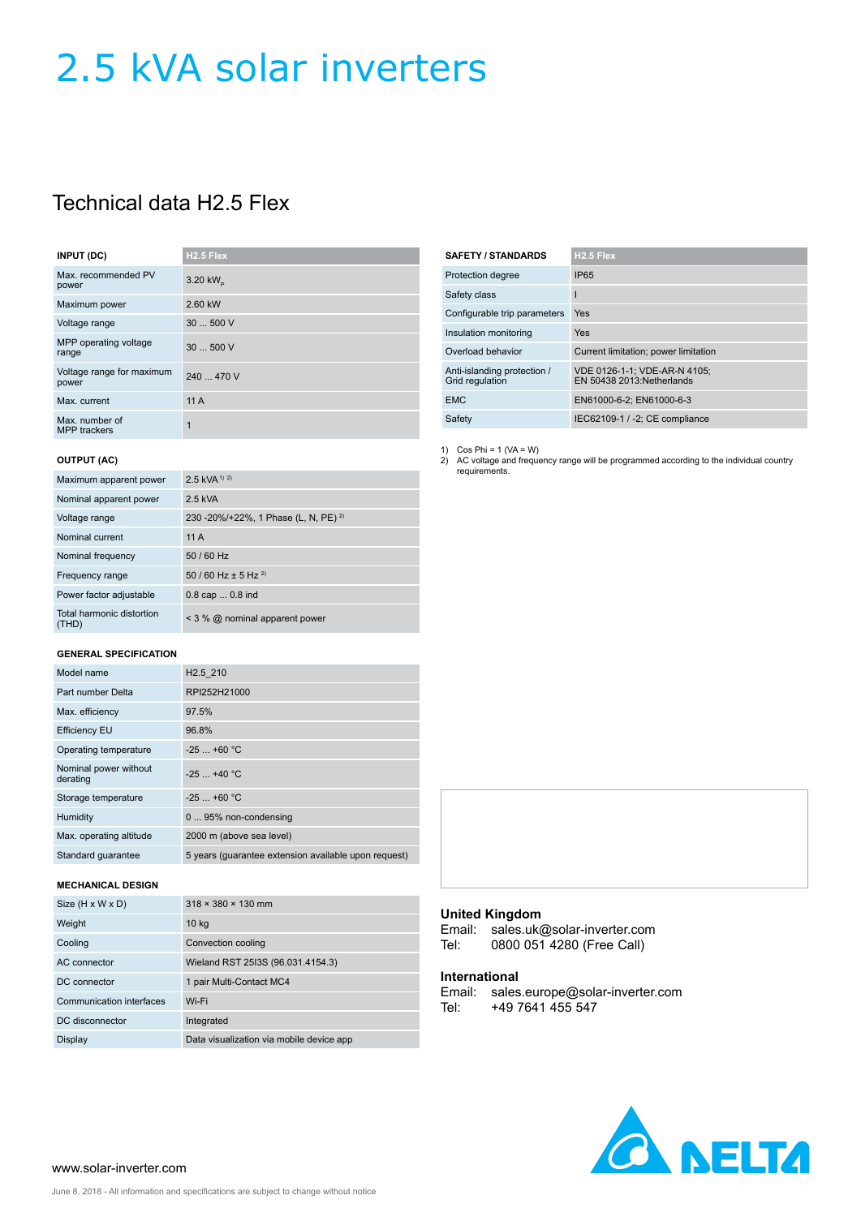# 2.5 kVA solar inverters

## Technical data H2.5 Flex

| INPUT (DC) | H2.5 Flex |
|---|---|
| Max. recommended PV power | 3.20 $kW_P$ |
| Maximum power | 2.60 kW |
| Voltage range | 30 ... 500 V |
| MPP operating voltage range | 30 ... 500 V |
| Voltage range for maximum power | 240 ... 470 V |
| Max. current | 11 A |
| Max. number of MPP trackers | 1 |

| OUTPUT (AC) | |
|---|---|
| Maximum apparent power | 2.5 kVA [1) 2)] |
| Nominal apparent power | 2.5 kVA |
| Voltage range | 230 -20%/+22%, 1 Phase (L, N, PE) [2)] |
| Nominal current | 11 A |
| Nominal frequency | 50 / 60 Hz |
| Frequency range | 50 / 60 Hz ± 5 Hz [2)] |
| Power factor adjustable | 0.8 cap ... 0.8 ind |
| Total harmonic distortion (THD) | < 3 % @ nominal apparent power |

| GENERAL SPECIFICATION | |
|---|---|
| Model name | H2.5_210 |
| Part number Delta | RPI252H21000 |
| Max. efficiency | 97.5% |
| Efficiency EU | 96.8% |
| Operating temperature | -25 ... +60 °C |
| Nominal power without derating | -25 ... +40 °C |
| Storage temperature | -25 ... +60 °C |
| Humidity | 0 ... 95% non-condensing |
| Max. operating altitude | 2000 m (above sea level) |
| Standard guarantee | 5 years (guarantee extension available upon request) |

| MECHANICAL DESIGN | |
|---|---|
| Size (H x W x D) | 318 × 380 × 130 mm |
| Weight | 10 kg |
| Cooling | Convection cooling |
| AC connector | Wieland RST 25I3S (96.031.4154.3) |
| DC connector | 1 pair Multi-Contact MC4 |
| Communication interfaces | Wi-Fi |
| DC disconnector | Integrated |
| Display | Data visualization via mobile device app |

| SAFETY / STANDARDS | H2.5 Flex |
|---|---|
| Protection degree | IP65 |
| Safety class | I |
| Configurable trip parameters | Yes |
| Insulation monitoring | Yes |
| Overload behavior | Current limitation; power limitation |
| Anti-islanding protection / Grid regulation | VDE 0126-1-1; VDE-AR-N 4105; EN 50438 2013:Netherlands |
| EMC | EN61000-6-2; EN61000-6-3 |
| Safety | IEC62109-1 / -2; CE compliance |

1) Cos Phi = 1 (VA = W)
2) AC voltage and frequency range will be programmed according to the individual country requirements.

**United Kingdom**
Email: sales.uk@solar-inverter.com
Tel: 0800 051 4280 (Free Call)

**International**
Email: sales.europe@solar-inverter.com
Tel: +49 7641 455 547

DELTA

www.solar-inverter.com

June 8, 2018 - All information and specifications are subject to change without notice